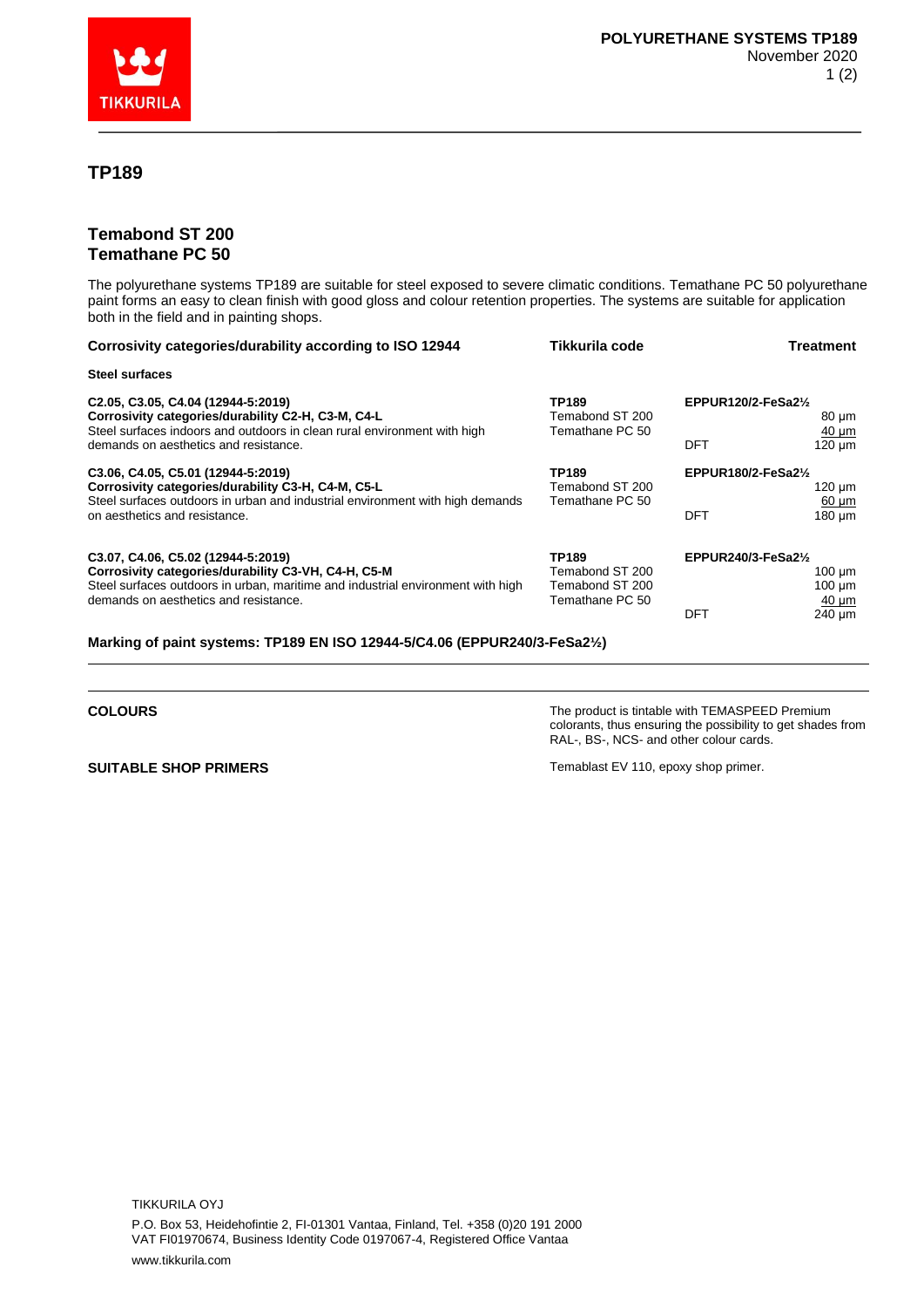# TP189

## Temabond ST 200
## Temathane PC 50

The polyurethane systems TP189 are suitable for steel exposed to severe climatic conditions. Temathane PC 50 polyurethane paint forms an easy to clean finish with good gloss and colour retention properties. The systems are suitable for application both in the field and in painting shops.

| Corrosivity categories/durability according to ISO 12944 | Tikkurila code | Treatment | |
|---|---|---|---|
| **Steel surfaces** | | | |
| **C2.05, C3.05, C4.04 (12944-5:2019)**<br>**Corrosivity categories/durability C2-H, C3-M, C4-L**<br>Steel surfaces indoors and outdoors in clean rural environment with high demands on aesthetics and resistance. | **TP189**<br>Temabond ST 200<br>Temathane PC 50 | **EPPUR120/2-FeSa2½**<br><br><br>DFT | <br>80 µm<br>40 µm<br>120 µm |
| **C3.06, C4.05, C5.01 (12944-5:2019)**<br>**Corrosivity categories/durability C3-H, C4-M, C5-L**<br>Steel surfaces outdoors in urban and industrial environment with high demands on aesthetics and resistance. | **TP189**<br>Temabond ST 200<br>Temathane PC 50 | **EPPUR180/2-FeSa2½**<br><br><br>DFT | <br>120 µm<br>60 µm<br>180 µm |
| **C3.07, C4.06, C5.02 (12944-5:2019)**<br>**Corrosivity categories/durability C3-VH, C4-H, C5-M**<br>Steel surfaces outdoors in urban, maritime and industrial environment with high demands on aesthetics and resistance. | **TP189**<br>Temabond ST 200<br>Temabond ST 200<br>Temathane PC 50 | **EPPUR240/3-FeSa2½**<br><br><br><br>DFT | <br>100 µm<br>100 µm<br>40 µm<br>240 µm |

**Marking of paint systems: TP189 EN ISO 12944-5/C4.06 (EPPUR240/3-FeSa2½)**

---

**COLOURS**

The product is tintable with TEMASPEED Premium colorants, thus ensuring the possibility to get shades from RAL-, BS-, NCS- and other colour cards.

**SUITABLE SHOP PRIMERS**

Temablast EV 110, epoxy shop primer.

TIKKURILA OYJ
P.O. Box 53, Heidehofintie 2, FI-01301 Vantaa, Finland, Tel. +358 (0)20 191 2000
VAT FI01970674, Business Identity Code 0197067-4, Registered Office Vantaa
www.tikkurila.com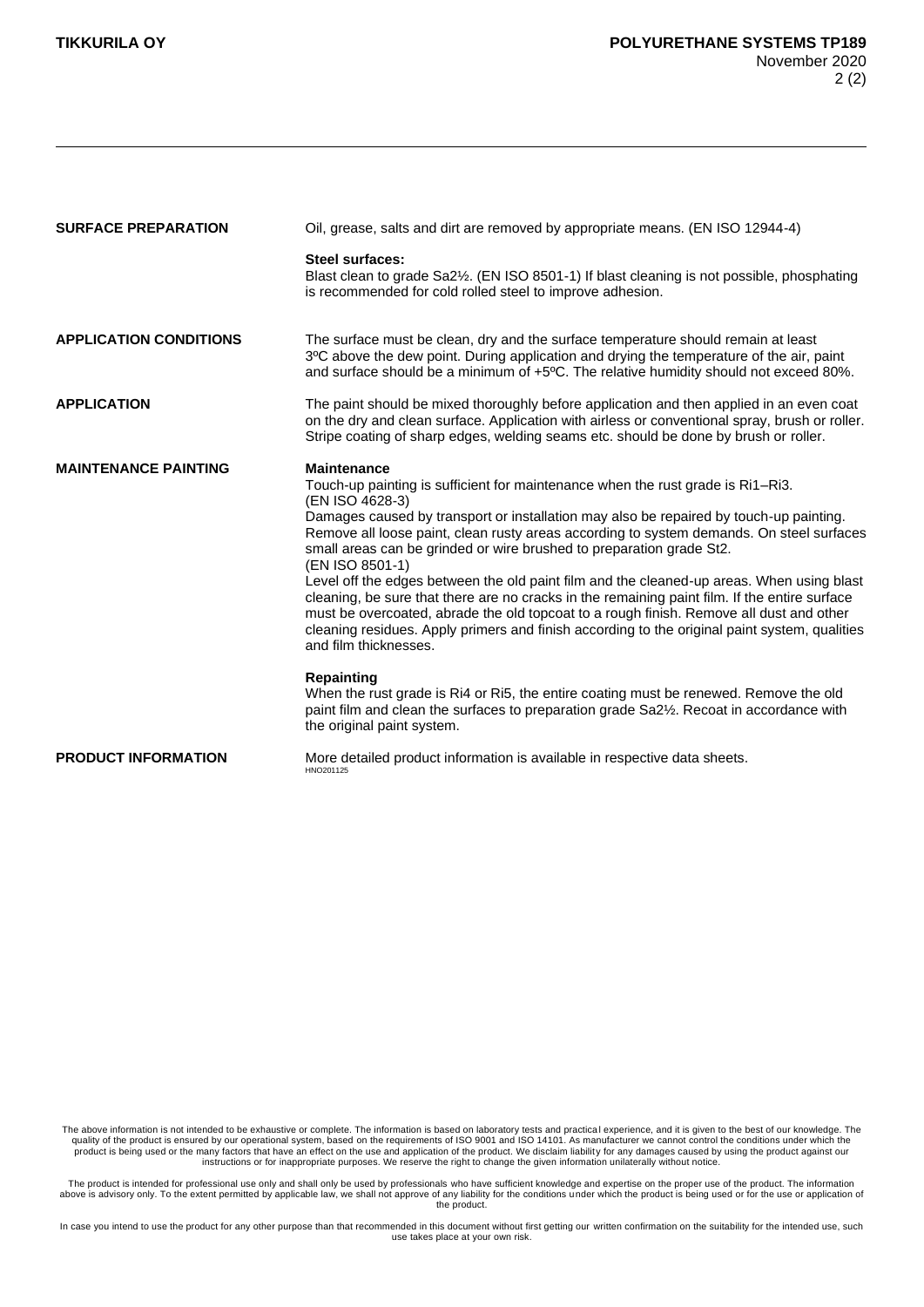**SURFACE PREPARATION**

Oil, grease, salts and dirt are removed by appropriate means. (EN ISO 12944-4)

**Steel surfaces:**
Blast clean to grade Sa2½. (EN ISO 8501-1) If blast cleaning is not possible, phosphating is recommended for cold rolled steel to improve adhesion.

**APPLICATION CONDITIONS**

The surface must be clean, dry and the surface temperature should remain at least 3ºC above the dew point. During application and drying the temperature of the air, paint and surface should be a minimum of +5ºC. The relative humidity should not exceed 80%.

**APPLICATION**

The paint should be mixed thoroughly before application and then applied in an even coat on the dry and clean surface. Application with airless or conventional spray, brush or roller. Stripe coating of sharp edges, welding seams etc. should be done by brush or roller.

**MAINTENANCE PAINTING**

**Maintenance**
Touch-up painting is sufficient for maintenance when the rust grade is Ri1–Ri3. (EN ISO 4628-3)
Damages caused by transport or installation may also be repaired by touch-up painting. Remove all loose paint, clean rusty areas according to system demands. On steel surfaces small areas can be grinded or wire brushed to preparation grade St2. (EN ISO 8501-1)
Level off the edges between the old paint film and the cleaned-up areas. When using blast cleaning, be sure that there are no cracks in the remaining paint film. If the entire surface must be overcoated, abrade the old topcoat to a rough finish. Remove all dust and other cleaning residues. Apply primers and finish according to the original paint system, qualities and film thicknesses.

**Repainting**
When the rust grade is Ri4 or Ri5, the entire coating must be renewed. Remove the old paint film and clean the surfaces to preparation grade Sa2½. Recoat in accordance with the original paint system.

**PRODUCT INFORMATION**

More detailed product information is available in respective data sheets.
HNO201125

The above information is not intended to be exhaustive or complete. The information is based on laboratory tests and practical experience, and it is given to the best of our knowledge. The quality of the product is ensured by our operational system, based on the requirements of ISO 9001 and ISO 14101. As manufacturer we cannot control the conditions under which the product is being used or the many factors that have an effect on the use and application of the product. We disclaim liability for any damages caused by using the product against our instructions or for inappropriate purposes. We reserve the right to change the given information unilaterally without notice.

The product is intended for professional use only and shall only be used by professionals who have sufficient knowledge and expertise on the proper use of the product. The information above is advisory only. To the extent permitted by applicable law, we shall not approve of any liability for the conditions under which the product is being used or for the use or application of the product.

In case you intend to use the product for any other purpose than that recommended in this document without first getting our written confirmation on the suitability for the intended use, such use takes place at your own risk.